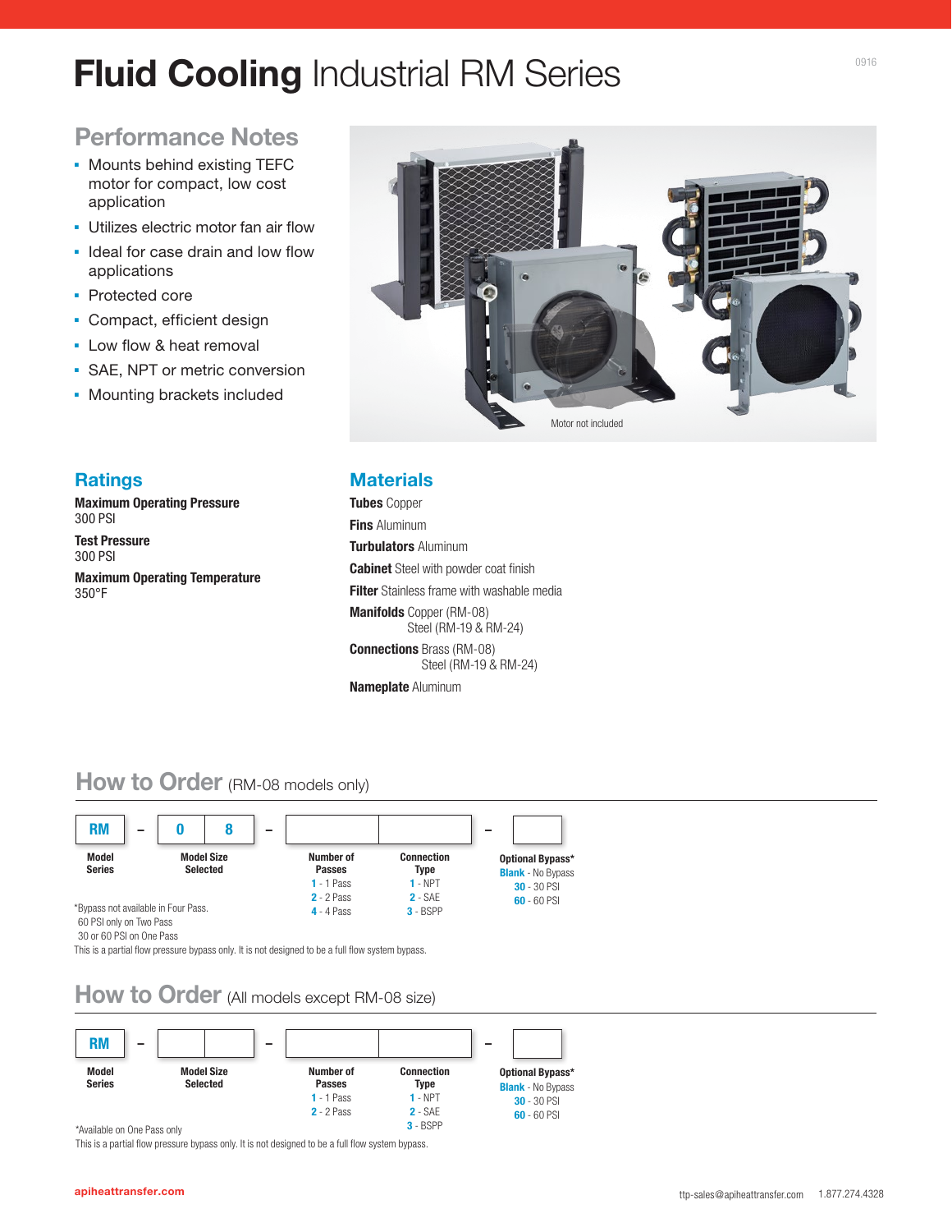# **Fluid Cooling** Industrial RM Series

## Performance Notes

- Mounts behind existing TEFC motor for compact, low cost application
- Utilizes electric motor fan air flow
- Ideal for case drain and low flow applications
- Protected core
- Compact, efficient design
- Low flow & heat removal
- SAE, NPT or metric conversion
- Mounting brackets included

Motor not included

## Ratings

**Maximum Operating Pressure**
300 PSI

**Test Pressure**
300 PSI

**Maximum Operating Temperature**
350°F

## Materials

**Tubes** Copper

**Fins** Aluminum

**Turbulators** Aluminum

**Cabinet** Steel with powder coat finish

**Filter** Stainless frame with washable media

**Manifolds** Copper (RM-08)
Steel (RM-19 & RM-24)

**Connections** Brass (RM-08)
Steel (RM-19 & RM-24)

**Nameplate** Aluminum

## How to Order (RM-08 models only)

RM – 0 8 – [ ] [ ] – [ ]

| Model Series | Model Size Selected | Number of Passes | Connection Type | Optional Bypass* |
|---|---|---|---|---|
| RM | 08 | 1 - 1 Pass | 1 - NPT | Blank - No Bypass |
| | | 2 - 2 Pass | 2 - SAE | 30 - 30 PSI |
| | | 4 - 4 Pass | 3 - BSPP | 60 - 60 PSI |

*Bypass not available in Four Pass.
60 PSI only on Two Pass
30 or 60 PSI on One Pass
This is a partial flow pressure bypass only. It is not designed to be a full flow system bypass.

## How to Order (All models except RM-08 size)

RM – [ ] [ ] – [ ] [ ] – [ ]

| Model Series | Model Size Selected | Number of Passes | Connection Type | Optional Bypass* |
|---|---|---|---|---|
| RM | | 1 - 1 Pass | 1 - NPT | Blank - No Bypass |
| | | 2 - 2 Pass | 2 - SAE | 30 - 30 PSI |
| | | | 3 - BSPP | 60 - 60 PSI |

*Available on One Pass only
This is a partial flow pressure bypass only. It is not designed to be a full flow system bypass.

apiheattransfer.com ttp-sales@apiheattransfer.com 1.877.274.4328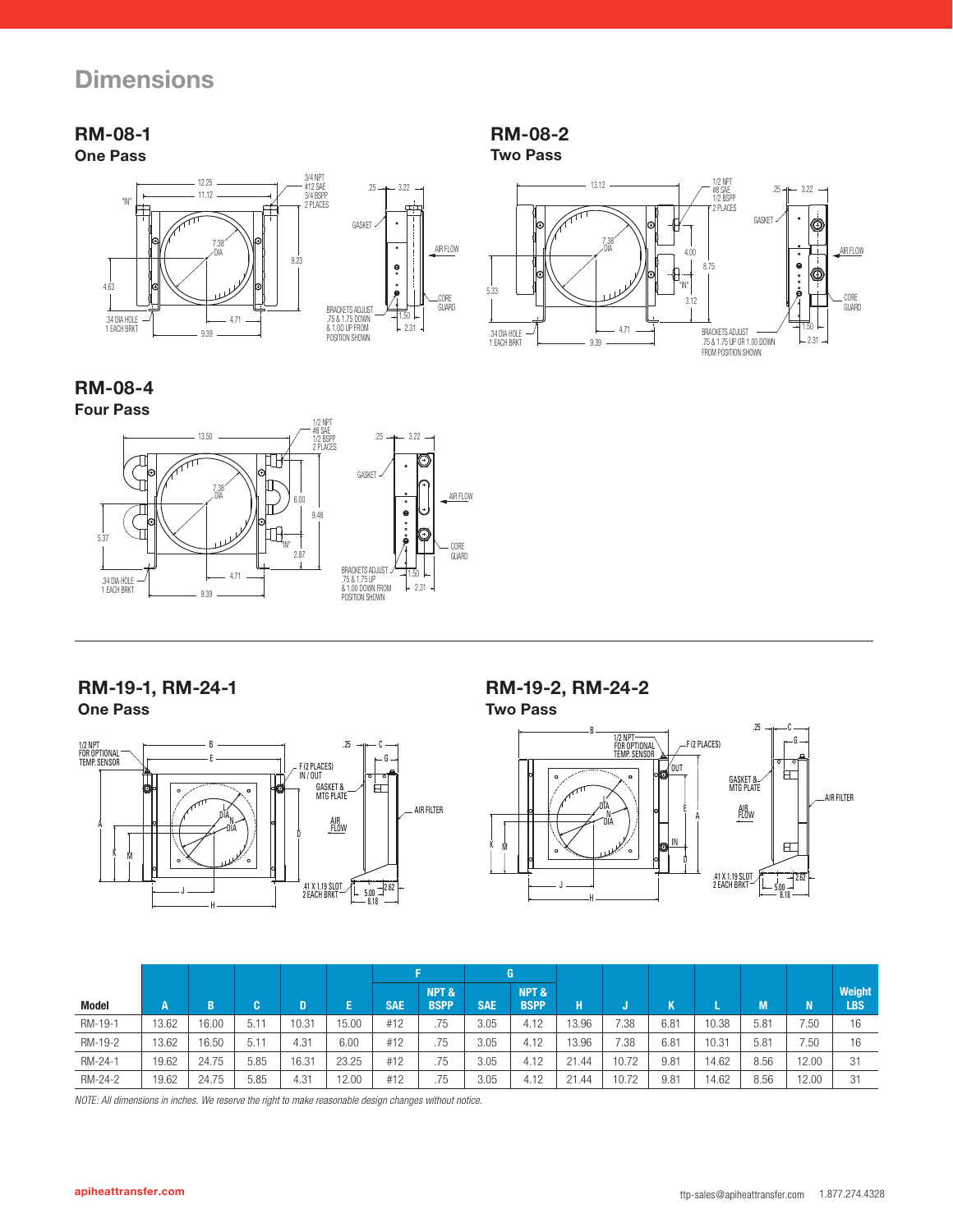# Dimensions

## RM-08-1
### One Pass

12.25
11.12
"IN"
3/4 NPT
#12 SAE
3/4 BSPP
2 PLACES
7.38
DIA
9.23
4.63
.34 DIA HOLE
1 EACH BRKT
4.71
9.39
.25
3.22
GASKET
AIR FLOW
CORE
GUARD
BRACKETS ADJUST
.75 & 1.75 DOWN
& 1.00 UP FROM
POSITION SHOWN
1.50
2.31

## RM-08-2
### Two Pass

13.12
1/2 NPT
#8 SAE
1/2 BSPP
2 PLACES
7.38
DIA
4.00
8.75
"IN"
3.12
5.33
.34 DIA HOLE
1 EACH BRKT
4.71
9.39
.25
3.22
GASKET
AIR FLOW
CORE
GUARD
BRACKETS ADJUST
.75 & 1.75 UP OR 1.00 DOWN
FROM POSITION SHOWN
1.50
2.31

## RM-08-4
### Four Pass

13.50
1/2 NPT
#8 SAE
1/2 BSPP
2 PLACES
7.38
DIA
6.00
9.48
"IN"
2.87
5.37
.34 DIA HOLE
1 EACH BRKT
4.71
9.39
.25
3.22
GASKET
AIR FLOW
CORE
GUARD
BRACKETS ADJUST
.75 & 1.75 UP
& 1.00 DOWN FROM
POSITION SHOWN
1.50
2.31

---

## RM-19-1, RM-24-1
### One Pass

1/2 NPT
FOR OPTIONAL
TEMP. SENSOR
B
E
F (2 PLACES)
IN / OUT
GASKET &
MTG PLATE
AIR
FLOW
.25
C
G
AIR FILTER
A
K
M
L
DIA
N
DIA
D
J
H
.41 X 1.19 SLOT
2 EACH BRKT
5.00
8.18
2.62

## RM-19-2, RM-24-2
### Two Pass

B
1/2 NPT
FOR OPTIONAL
TEMP. SENSOR
F (2 PLACES)
OUT
IN
L
DIA
N
DIA
E
A
D
K
M
J
H
GASKET &
MTG PLATE
AIR
FLOW
.25
C
G
AIR FILTER
.41 X 1.19 SLOT
2 EACH BRKT
5.00
8.18
2.62

| Model | A | B | C | D | E | F | | G | | H | J | K | L | M | N | Weight LBS |
|---|---|---|---|---|---|---|---|---|---|---|---|---|---|---|---|---|
| | | | | | | SAE | NPT & BSPP | SAE | NPT & BSPP | | | | | | | |
| RM-19-1 | 13.62 | 16.00 | 5.11 | 10.31 | 15.00 | #12 | .75 | 3.05 | 4.12 | 13.96 | 7.38 | 6.81 | 10.38 | 5.81 | 7.50 | 16 |
| RM-19-2 | 13.62 | 16.50 | 5.11 | 4.31 | 6.00 | #12 | .75 | 3.05 | 4.12 | 13.96 | 7.38 | 6.81 | 10.31 | 5.81 | 7.50 | 16 |
| RM-24-1 | 19.62 | 24.75 | 5.85 | 16.31 | 23.25 | #12 | .75 | 3.05 | 4.12 | 21.44 | 10.72 | 9.81 | 14.62 | 8.56 | 12.00 | 31 |
| RM-24-2 | 19.62 | 24.75 | 5.85 | 4.31 | 12.00 | #12 | .75 | 3.05 | 4.12 | 21.44 | 10.72 | 9.81 | 14.62 | 8.56 | 12.00 | 31 |

*NOTE: All dimensions in inches. We reserve the right to make reasonable design changes without notice.*

apiheattransfer.com

ttp-sales@apiheattransfer.com 1.877.274.4328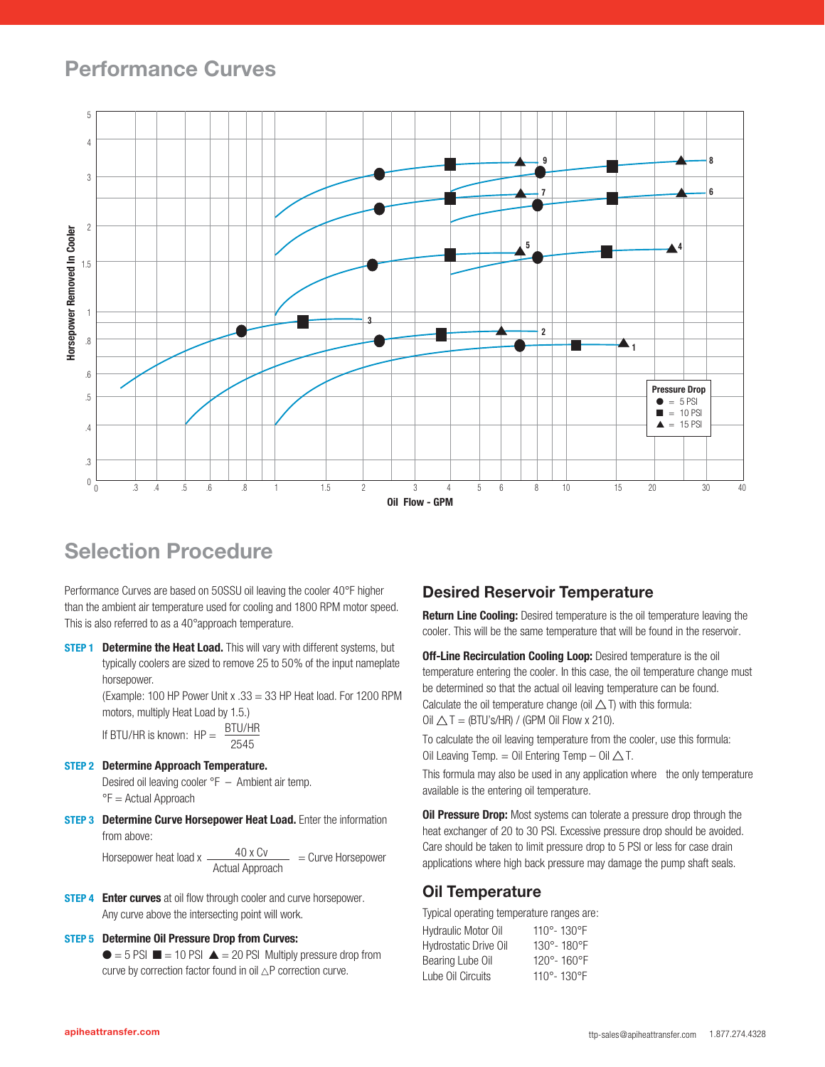## Performance Curves

Horsepower Removed In Cooler

Oil Flow - GPM

Pressure Drop
● = 5 PSI
■ = 10 PSI
▲ = 15 PSI

## Selection Procedure

Performance Curves are based on 50SSU oil leaving the cooler 40°F higher than the ambient air temperature used for cooling and 1800 RPM motor speed. This is also referred to as a 40°approach temperature.

**STEP 1** **Determine the Heat Load.** This will vary with different systems, but typically coolers are sized to remove 25 to 50% of the input nameplate horsepower.
(Example: 100 HP Power Unit x .33 = 33 HP Heat load. For 1200 RPM motors, multiply Heat Load by 1.5.)

If BTU/HR is known: $HP = \frac{BTU/HR}{2545}$

**STEP 2** **Determine Approach Temperature.**
Desired oil leaving cooler °F – Ambient air temp.
°F = Actual Approach

**STEP 3** **Determine Curve Horsepower Heat Load.** Enter the information from above:

$$\text{Horsepower heat load} \times \frac{40 \times Cv}{\text{Actual Approach}} = \text{Curve Horsepower}$$

**STEP 4** **Enter curves** at oil flow through cooler and curve horsepower. Any curve above the intersecting point will work.

**STEP 5** **Determine Oil Pressure Drop from Curves:**
● = 5 PSI ■ = 10 PSI ▲ = 20 PSI Multiply pressure drop from curve by correction factor found in oil △P correction curve.

## Desired Reservoir Temperature

**Return Line Cooling:** Desired temperature is the oil temperature leaving the cooler. This will be the same temperature that will be found in the reservoir.

**Off-Line Recirculation Cooling Loop:** Desired temperature is the oil temperature entering the cooler. In this case, the oil temperature change must be determined so that the actual oil leaving temperature can be found. Calculate the oil temperature change (oil △T) with this formula:
Oil △T = (BTU's/HR) / (GPM Oil Flow x 210).

To calculate the oil leaving temperature from the cooler, use this formula:
Oil Leaving Temp. = Oil Entering Temp – Oil △T.

This formula may also be used in any application where the only temperature available is the entering oil temperature.

**Oil Pressure Drop:** Most systems can tolerate a pressure drop through the heat exchanger of 20 to 30 PSI. Excessive pressure drop should be avoided. Care should be taken to limit pressure drop to 5 PSI or less for case drain applications where high back pressure may damage the pump shaft seals.

## Oil Temperature

Typical operating temperature ranges are:

| | |
|---|---|
| Hydraulic Motor Oil | 110°- 130°F |
| Hydrostatic Drive Oil | 130°- 180°F |
| Bearing Lube Oil | 120°- 160°F |
| Lube Oil Circuits | 110°- 130°F |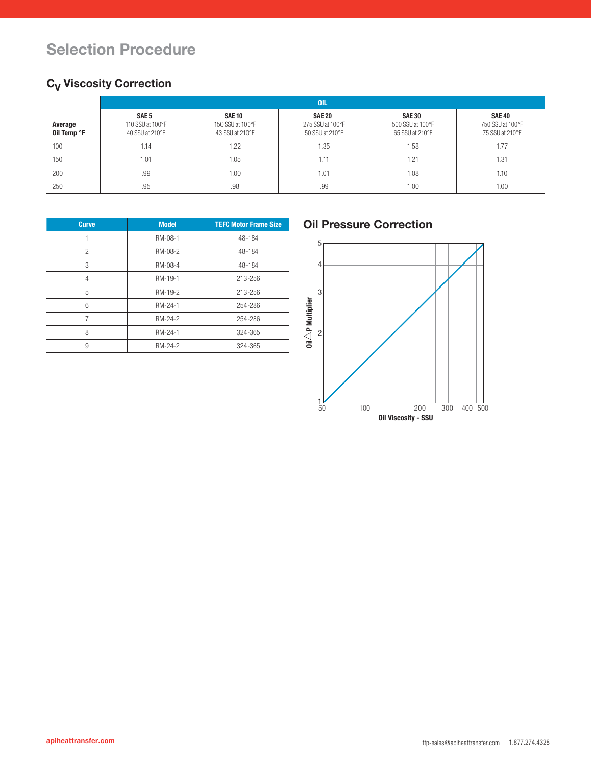# Selection Procedure

## $C_V$ Viscosity Correction

| Average Oil Temp °F | OIL | | | | |
|---|---|---|---|---|---|
| | **SAE 5** 110 SSU at 100°F 40 SSU at 210°F | **SAE 10** 150 SSU at 100°F 43 SSU at 210°F | **SAE 20** 275 SSU at 100°F 50 SSU at 210°F | **SAE 30** 500 SSU at 100°F 65 SSU at 210°F | **SAE 40** 750 SSU at 100°F 75 SSU at 210°F |
| 100 | 1.14 | 1.22 | 1.35 | 1.58 | 1.77 |
| 150 | 1.01 | 1.05 | 1.11 | 1.21 | 1.31 |
| 200 | .99 | 1.00 | 1.01 | 1.08 | 1.10 |
| 250 | .95 | .98 | .99 | 1.00 | 1.00 |

| Curve | Model | TEFC Motor Frame Size |
|---|---|---|
| 1 | RM-08-1 | 48-184 |
| 2 | RM-08-2 | 48-184 |
| 3 | RM-08-4 | 48-184 |
| 4 | RM-19-1 | 213-256 |
| 5 | RM-19-2 | 213-256 |
| 6 | RM-24-1 | 254-286 |
| 7 | RM-24-2 | 254-286 |
| 8 | RM-24-1 | 324-365 |
| 9 | RM-24-2 | 324-365 |

## Oil Pressure Correction

Oil △P Multiplier

5
4
3
2
1

50 100 200 300 400 500

Oil Viscosity - SSU